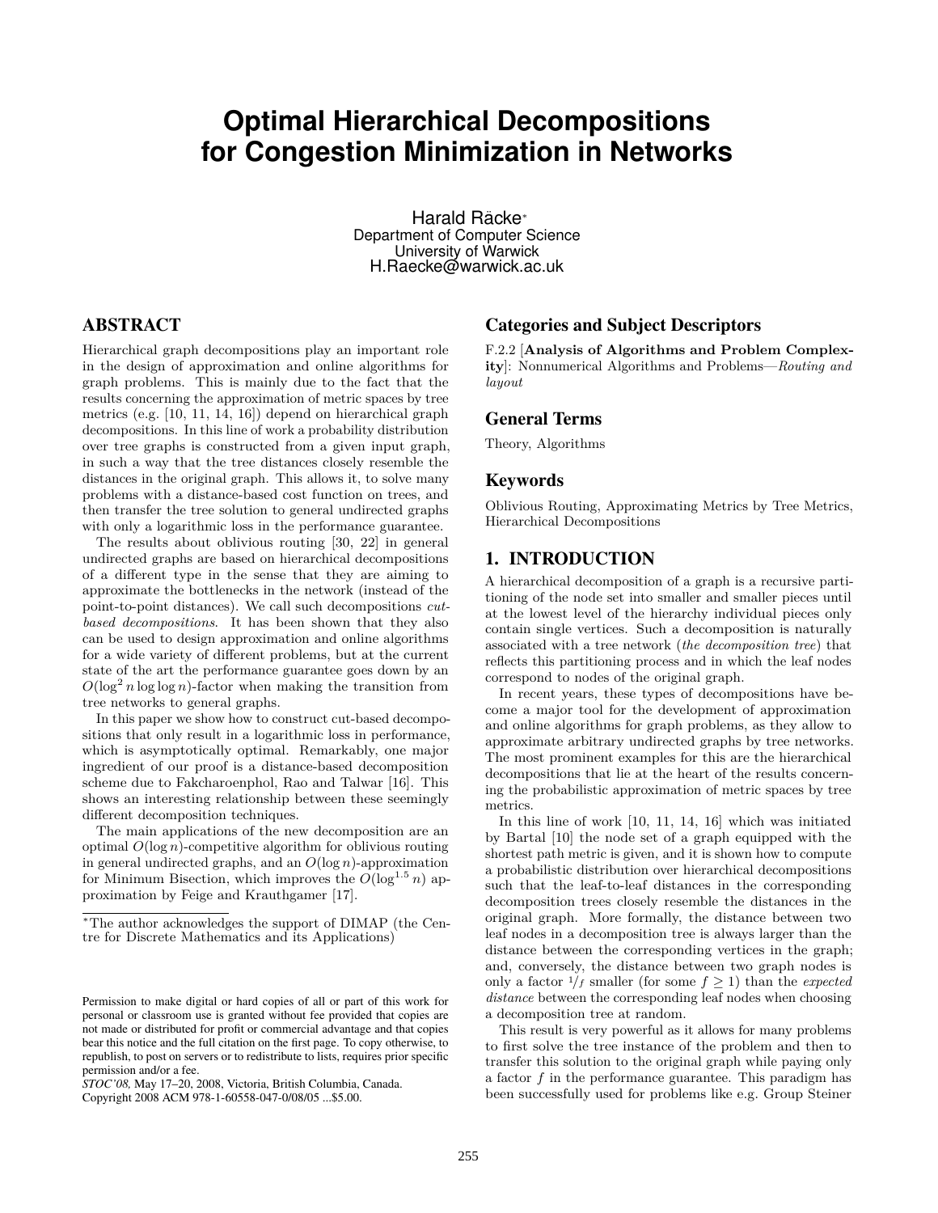# Optimal Hierarchical Decompositions for Congestion Minimization in Networks

Harald Räcke[*]
Department of Computer Science
University of Warwick
H.Raecke@warwick.ac.uk

## ABSTRACT

Hierarchical graph decompositions play an important role in the design of approximation and online algorithms for graph problems. This is mainly due to the fact that the results concerning the approximation of metric spaces by tree metrics (e.g. [10, 11, 14, 16]) depend on hierarchical graph decompositions. In this line of work a probability distribution over tree graphs is constructed from a given input graph, in such a way that the tree distances closely resemble the distances in the original graph. This allows it, to solve many problems with a distance-based cost function on trees, and then transfer the tree solution to general undirected graphs with only a logarithmic loss in the performance guarantee.

The results about oblivious routing [30, 22] in general undirected graphs are based on hierarchical decompositions of a different type in the sense that they are aiming to approximate the bottlenecks in the network (instead of the point-to-point distances). We call such decompositions *cut-based decompositions*. It has been shown that they also can be used to design approximation and online algorithms for a wide variety of different problems, but at the current state of the art the performance guarantee goes down by an $O(\log^2 n \log\log n)$-factor when making the transition from tree networks to general graphs.

In this paper we show how to construct cut-based decompositions that only result in a logarithmic loss in performance, which is asymptotically optimal. Remarkably, one major ingredient of our proof is a distance-based decomposition scheme due to Fakcharoenphol, Rao and Talwar [16]. This shows an interesting relationship between these seemingly different decomposition techniques.

The main applications of the new decomposition are an optimal $O(\log n)$-competitive algorithm for oblivious routing in general undirected graphs, and an $O(\log n)$-approximation for Minimum Bisection, which improves the $O(\log^{1.5} n)$ approximation by Feige and Krauthgamer [17].

[*]The author acknowledges the support of DIMAP (the Centre for Discrete Mathematics and its Applications)

Permission to make digital or hard copies of all or part of this work for personal or classroom use is granted without fee provided that copies are not made or distributed for profit or commercial advantage and that copies bear this notice and the full citation on the first page. To copy otherwise, to republish, to post on servers or to redistribute to lists, requires prior specific permission and/or a fee.
*STOC'08,* May 17–20, 2008, Victoria, British Columbia, Canada.
Copyright 2008 ACM 978-1-60558-047-0/08/05 ...$5.00.

## Categories and Subject Descriptors

F.2.2 [**Analysis of Algorithms and Problem Complexity**]: Nonnumerical Algorithms and Problems—*Routing and layout*

## General Terms

Theory, Algorithms

## Keywords

Oblivious Routing, Approximating Metrics by Tree Metrics, Hierarchical Decompositions

## 1. INTRODUCTION

A hierarchical decomposition of a graph is a recursive partitioning of the node set into smaller and smaller pieces until at the lowest level of the hierarchy individual pieces only contain single vertices. Such a decomposition is naturally associated with a tree network (*the decomposition tree*) that reflects this partitioning process and in which the leaf nodes correspond to nodes of the original graph.

In recent years, these types of decompositions have become a major tool for the development of approximation and online algorithms for graph problems, as they allow to approximate arbitrary undirected graphs by tree networks. The most prominent examples for this are the hierarchical decompositions that lie at the heart of the results concerning the probabilistic approximation of metric spaces by tree metrics.

In this line of work [10, 11, 14, 16] which was initiated by Bartal [10] the node set of a graph equipped with the shortest path metric is given, and it is shown how to compute a probabilistic distribution over hierarchical decompositions such that the leaf-to-leaf distances in the corresponding decomposition trees closely resemble the distances in the original graph. More formally, the distance between two leaf nodes in a decomposition tree is always larger than the distance between the corresponding vertices in the graph; and, conversely, the distance between two graph nodes is only a factor $1/f$ smaller (for some $f \geq 1$) than the *expected distance* between the corresponding leaf nodes when choosing a decomposition tree at random.

This result is very powerful as it allows for many problems to first solve the tree instance of the problem and then to transfer this solution to the original graph while paying only a factor $f$ in the performance guarantee. This paradigm has been successfully used for problems like e.g. Group Steiner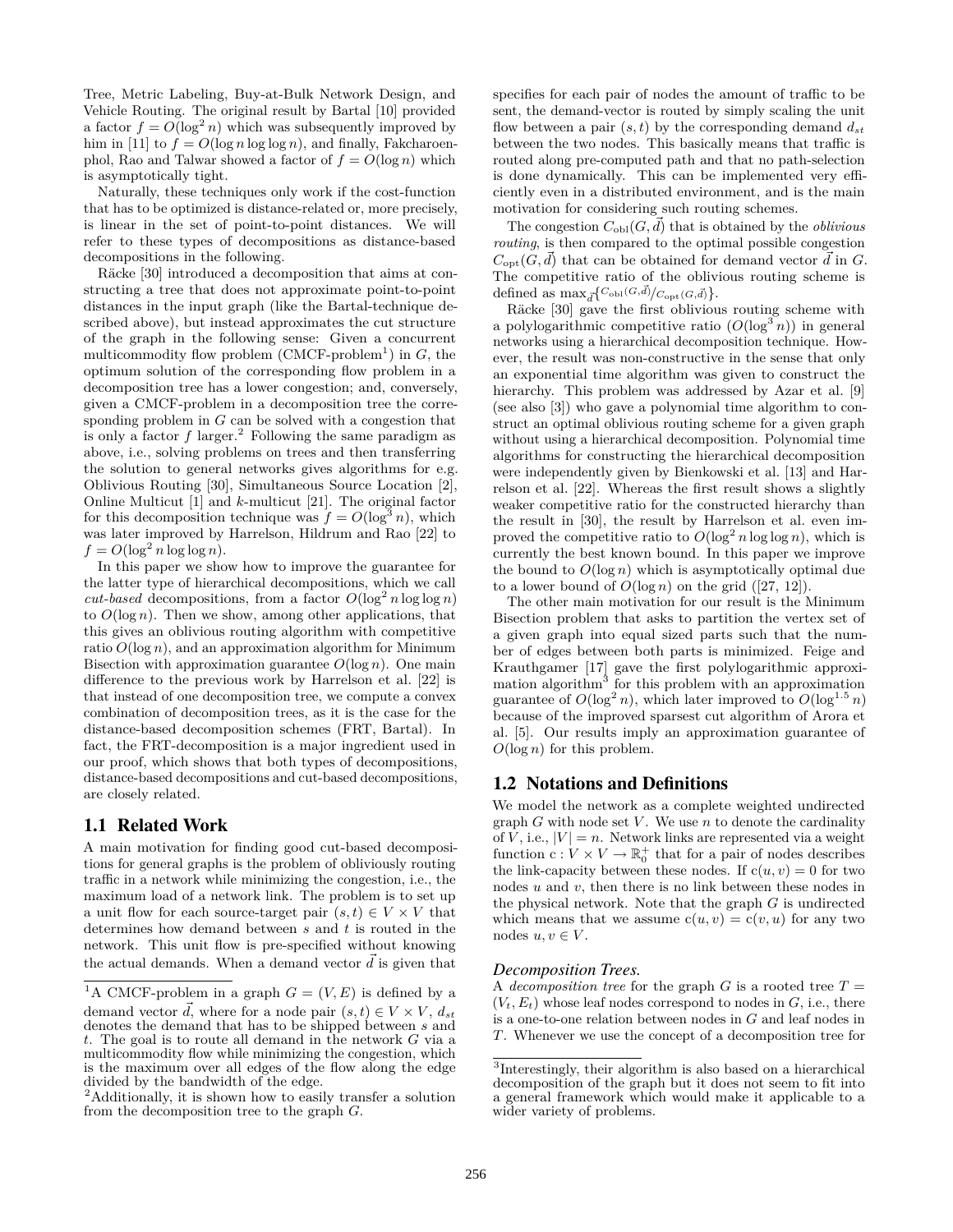Tree, Metric Labeling, Buy-at-Bulk Network Design, and Vehicle Routing. The original result by Bartal [10] provided a factor $f = O(\log^2 n)$ which was subsequently improved by him in [11] to $f = O(\log n \log\log n)$, and finally, Fakcharoenphol, Rao and Talwar showed a factor of $f = O(\log n)$ which is asymptotically tight.

Naturally, these techniques only work if the cost-function that has to be optimized is distance-related or, more precisely, is linear in the set of point-to-point distances. We will refer to these types of decompositions as distance-based decompositions in the following.

Räcke [30] introduced a decomposition that aims at constructing a tree that does not approximate point-to-point distances in the input graph (like the Bartal-technique described above), but instead approximates the cut structure of the graph in the following sense: Given a concurrent multicommodity flow problem (CMCF-problem[1]) in $G$, the optimum solution of the corresponding flow problem in a decomposition tree has a lower congestion; and, conversely, given a CMCF-problem in a decomposition tree the corresponding problem in $G$ can be solved with a congestion that is only a factor $f$ larger.[2] Following the same paradigm as above, i.e., solving problems on trees and then transferring the solution to general networks gives algorithms for e.g. Oblivious Routing [30], Simultaneous Source Location [2], Online Multicut [1] and $k$-multicut [21]. The original factor for this decomposition technique was $f = O(\log^3 n)$, which was later improved by Harrelson, Hildrum and Rao [22] to $f = O(\log^2 n \log\log n)$.

In this paper we show how to improve the guarantee for the latter type of hierarchical decompositions, which we call *cut-based* decompositions, from a factor $O(\log^2 n \log\log n)$ to $O(\log n)$. Then we show, among other applications, that this gives an oblivious routing algorithm with competitive ratio $O(\log n)$, and an approximation algorithm for Minimum Bisection with approximation guarantee $O(\log n)$. One main difference to the previous work by Harrelson et al. [22] is that instead of one decomposition tree, we compute a convex combination of decomposition trees, as it is the case for the distance-based decomposition schemes (FRT, Bartal). In fact, the FRT-decomposition is a major ingredient used in our proof, which shows that both types of decompositions, distance-based decompositions and cut-based decompositions, are closely related.

## 1.1 Related Work

A main motivation for finding good cut-based decompositions for general graphs is the problem of obliviously routing traffic in a network while minimizing the congestion, i.e., the maximum load of a network link. The problem is to set up a unit flow for each source-target pair $(s, t) \in V \times V$ that determines how demand between $s$ and $t$ is routed in the network. This unit flow is pre-specified without knowing the actual demands. When a demand vector $\vec{d}$ is given that specifies for each pair of nodes the amount of traffic to be sent, the demand-vector is routed by simply scaling the unit flow between a pair $(s, t)$ by the corresponding demand $d_{st}$ between the two nodes. This basically means that traffic is routed along pre-computed path and that no path-selection is done dynamically. This can be implemented very efficiently even in a distributed environment, and is the main motivation for considering such routing schemes.

The congestion $C_{\text{obl}}(G, \vec{d})$ that is obtained by the *oblivious routing*, is then compared to the optimal possible congestion $C_{\text{opt}}(G, \vec{d})$ that can be obtained for demand vector $\vec{d}$ in $G$. The competitive ratio of the oblivious routing scheme is defined as $\max_{\vec{d}}\{C_{\text{obl}}(G,\vec{d})/C_{\text{opt}}(G,\vec{d})\}$.

Räcke [30] gave the first oblivious routing scheme with a polylogarithmic competitive ratio ($O(\log^3 n)$) in general networks using a hierarchical decomposition technique. However, the result was non-constructive in the sense that only an exponential time algorithm was given to construct the hierarchy. This problem was addressed by Azar et al. [9] (see also [3]) who gave a polynomial time algorithm to construct an optimal oblivious routing scheme for a given graph without using a hierarchical decomposition. Polynomial time algorithms for constructing the hierarchical decomposition were independently given by Bienkowski et al. [13] and Harrelson et al. [22]. Whereas the first result shows a slightly weaker competitive ratio for the constructed hierarchy than the result in [30], the result by Harrelson et al. even improved the competitive ratio to $O(\log^2 n \log\log n)$, which is currently the best known bound. In this paper we improve the bound to $O(\log n)$ which is asymptotically optimal due to a lower bound of $O(\log n)$ on the grid ([27, 12]).

The other main motivation for our result is the Minimum Bisection problem that asks to partition the vertex set of a given graph into equal sized parts such that the number of edges between both parts is minimized. Feige and Krauthgamer [17] gave the first polylogarithmic approximation algorithm[3] for this problem with an approximation guarantee of $O(\log^2 n)$, which later improved to $O(\log^{1.5} n)$ because of the improved sparsest cut algorithm of Arora et al. [5]. Our results imply an approximation guarantee of $O(\log n)$ for this problem.

## 1.2 Notations and Definitions

We model the network as a complete weighted undirected graph $G$ with node set $V$. We use $n$ to denote the cardinality of $V$, i.e., $|V| = n$. Network links are represented via a weight function $c : V \times V \to \mathbb{R}_0^+$ that for a pair of nodes describes the link-capacity between these nodes. If $c(u, v) = 0$ for two nodes $u$ and $v$, then there is no link between these nodes in the physical network. Note that the graph $G$ is undirected which means that we assume $c(u, v) = c(v, u)$ for any two nodes $u, v \in V$.

### *Decomposition Trees.*

A *decomposition tree* for the graph $G$ is a rooted tree $T = (V_t, E_t)$ whose leaf nodes correspond to nodes in $G$, i.e., there is a one-to-one relation between nodes in $G$ and leaf nodes in $T$. Whenever we use the concept of a decomposition tree for

---

[1] A CMCF-problem in a graph $G = (V, E)$ is defined by a demand vector $\vec{d}$, where for a node pair $(s, t) \in V \times V$, $d_{st}$ denotes the demand that has to be shipped between $s$ and $t$. The goal is to route all demand in the network $G$ via a multicommodity flow while minimizing the congestion, which is the maximum over all edges of the flow along the edge divided by the bandwidth of the edge.

[2] Additionally, it is shown how to easily transfer a solution from the decomposition tree to the graph $G$.

[3] Interestingly, their algorithm is also based on a hierarchical decomposition of the graph but it does not seem to fit into a general framework which would make it applicable to a wider variety of problems.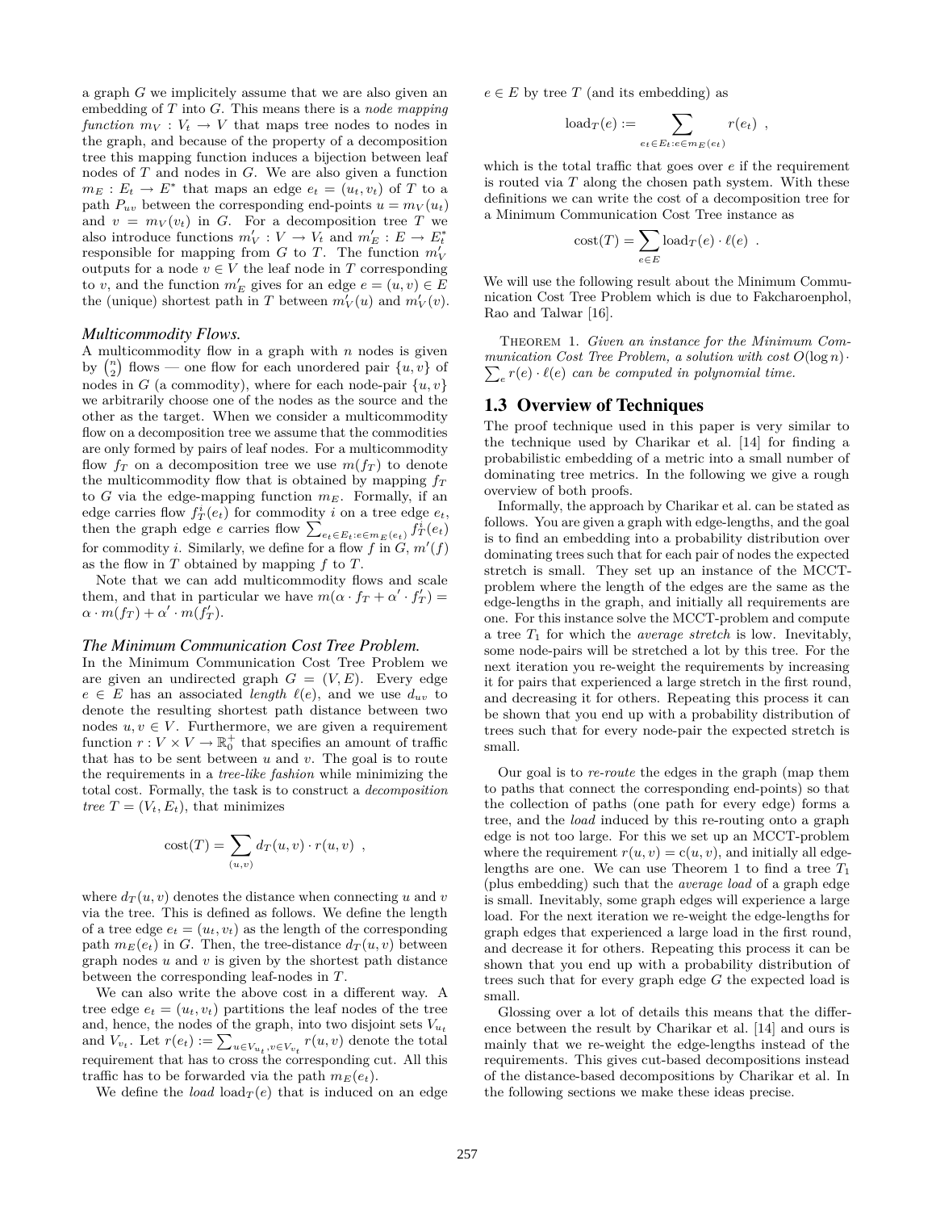a graph $G$ we implicitely assume that we are also given an embedding of $T$ into $G$. This means there is a *node mapping function* $m_V : V_t \to V$ that maps tree nodes to nodes in the graph, and because of the property of a decomposition tree this mapping function induces a bijection between leaf nodes of $T$ and nodes in $G$. We are also given a function $m_E : E_t \to E^*$ that maps an edge $e_t = (u_t, v_t)$ of $T$ to a path $P_{uv}$ between the corresponding end-points $u = m_V(u_t)$ and $v = m_V(v_t)$ in $G$. For a decomposition tree $T$ we also introduce functions $m'_V : V \to V_t$ and $m'_E : E \to E^*_t$ responsible for mapping from $G$ to $T$. The function $m'_V$ outputs for a node $v \in V$ the leaf node in $T$ corresponding to $v$, and the function $m'_E$ gives for an edge $e = (u, v) \in E$ the (unique) shortest path in $T$ between $m'_V(u)$ and $m'_V(v)$.

### *Multicommodity Flows.*

A multicommodity flow in a graph with $n$ nodes is given by $\binom{n}{2}$ flows — one flow for each unordered pair $\{u, v\}$ of nodes in $G$ (a commodity), where for each node-pair $\{u, v\}$ we arbitrarily choose one of the nodes as the source and the other as the target. When we consider a multicommodity flow on a decomposition tree we assume that the commodities are only formed by pairs of leaf nodes. For a multicommodity flow $f_T$ on a decomposition tree we use $m(f_T)$ to denote the multicommodity flow that is obtained by mapping $f_T$ to $G$ via the edge-mapping function $m_E$. Formally, if an edge carries flow $f^i_T(e_t)$ for commodity $i$ on a tree edge $e_t$, then the graph edge $e$ carries flow $\sum_{e_t \in E_t : e \in m_E(e_t)} f^i_T(e_t)$ for commodity $i$. Similarly, we define for a flow $f$ in $G$, $m'(f)$ as the flow in $T$ obtained by mapping $f$ to $T$.

Note that we can add multicommodity flows and scale them, and that in particular we have $m(\alpha \cdot f_T + \alpha' \cdot f'_T) = \alpha \cdot m(f_T) + \alpha' \cdot m(f'_T)$.

### *The Minimum Communication Cost Tree Problem.*

In the Minimum Communication Cost Tree Problem we are given an undirected graph $G = (V, E)$. Every edge $e \in E$ has an associated *length* $\ell(e)$, and we use $d_{uv}$ to denote the resulting shortest path distance between two nodes $u, v \in V$. Furthermore, we are given a requirement function $r : V \times V \to \mathbb{R}^+_0$ that specifies an amount of traffic that has to be sent between $u$ and $v$. The goal is to route the requirements in a *tree-like fashion* while minimizing the total cost. Formally, the task is to construct a *decomposition tree* $T = (V_t, E_t)$, that minimizes

$$\text{cost}(T) = \sum_{(u,v)} d_T(u, v) \cdot r(u, v) \ ,$$

where $d_T(u, v)$ denotes the distance when connecting $u$ and $v$ via the tree. This is defined as follows. We define the length of a tree edge $e_t = (u_t, v_t)$ as the length of the corresponding path $m_E(e_t)$ in $G$. Then, the tree-distance $d_T(u, v)$ between graph nodes $u, v$ is given by the shortest path distance between the corresponding leaf-nodes in $T$.

We can also write the above cost in a different way. A tree edge $e_t = (u_t, v_t)$ partitions the leaf nodes of the tree and, hence, the nodes of the graph, into two disjoint sets $V_{u_t}$ and $V_{v_t}$. Let $r(e_t) := \sum_{u \in V_{u_t}, v \in V_{v_t}} r(u, v)$ denote the total requirement that has to cross the corresponding cut. All this traffic has to be forwarded via the path $m_E(e_t)$.

We define the *load* $\text{load}_T(e)$ that is induced on an edge $e \in E$ by tree $T$ (and its embedding) as

$$\text{load}_T(e) := \sum_{e_t \in E_t : e \in m_E(e_t)} r(e_t) \ ,$$

which is the total traffic that goes over $e$ if the requirement is routed via $T$ along the chosen path system. With these definitions we can write the cost of a decomposition tree for a Minimum Communication Cost Tree instance as

$$\text{cost}(T) = \sum_{e \in E} \text{load}_T(e) \cdot \ell(e) \ .$$

We will use the following result about the Minimum Communication Cost Tree Problem which is due to Fakcharoenphol, Rao and Talwar [16].

THEOREM 1. *Given an instance for the Minimum Communication Cost Tree Problem, a solution with cost $O(\log n) \cdot \sum_e r(e) \cdot \ell(e)$ can be computed in polynomial time.*

## 1.3 Overview of Techniques

The proof technique used in this paper is very similar to the technique used by Charikar et al. [14] for finding a probabilistic embedding of a metric into a small number of dominating tree metrics. In the following we give a rough overview of both proofs.

Informally, the approach by Charikar et al. can be stated as follows. You are given a graph with edge-lengths, and the goal is to find an embedding into a probability distribution over dominating trees such that for each pair of nodes the expected stretch is small. They set up an instance of the MCCT-problem where the length of the edges are the same as the edge-lengths in the graph, and initially all requirements are one. For this instance solve the MCCT-problem and compute a tree $T_1$ for which the *average stretch* is low. Inevitably, some node-pairs will be stretched a lot by this tree. For the next iteration you re-weight the requirements by increasing it for pairs that experienced a large stretch in the first round, and decreasing it for others. Repeating this process it can be shown that you end up with a probability distribution of trees such that for every node-pair the expected stretch is small.

Our goal is to *re-route* the edges in the graph (map them to paths that connect the corresponding end-points) so that the collection of paths (one path for every edge) forms a tree, and the *load* induced by this re-routing onto a graph edge is not too large. For this we set up an MCCT-problem where the requirement $r(u, v) = c(u, v)$, and initially all edge-lengths are one. We can use Theorem 1 to find a tree $T_1$ (plus embedding) such that the *average load* of a graph edge is small. Inevitably, some graph edges will experience a large load. For the next iteration we re-weight the edge-lengths for graph edges that experienced a large load in the first round, and decrease it for others. Repeating this process it can be shown that you end up with a probability distribution of trees such that for every graph edge $G$ the expected load is small.

Glossing over a lot of details this means that the difference between the result by Charikar et al. [14] and ours is mainly that we re-weight the edge-lengths instead of the requirements. This gives cut-based decompositions instead of the distance-based decompositions by Charikar et al. In the following sections we make these ideas precise.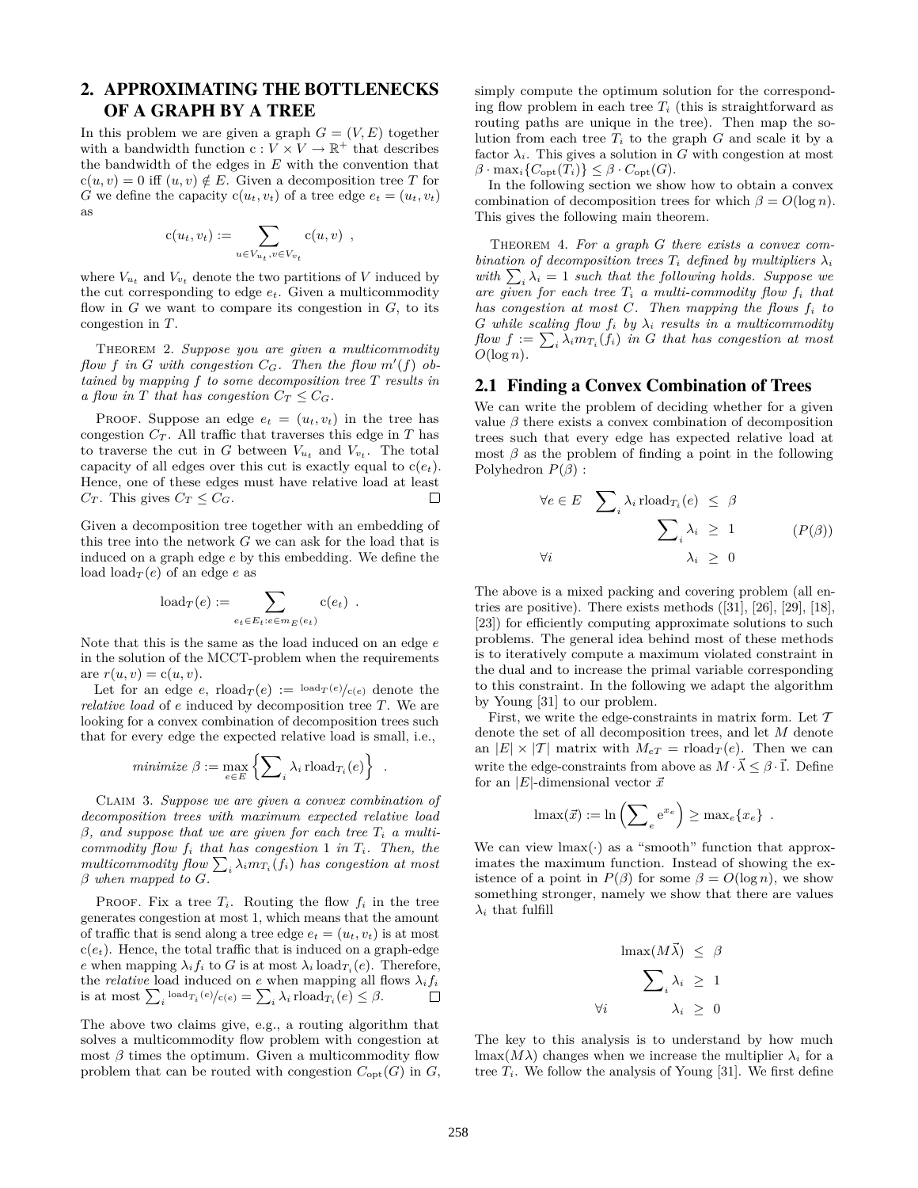## 2. APPROXIMATING THE BOTTLENECKS OF A GRAPH BY A TREE

In this problem we are given a graph $G = (V, E)$ together with a bandwidth function $\mathrm{c} : V \times V \to \mathbb{R}^+$ that describes the bandwidth of the edges in $E$ with the convention that $\mathrm{c}(u, v) = 0$ iff $(u, v) \notin E$. Given a decomposition tree $T$ for $G$ we define the capacity $\mathrm{c}(u_t, v_t)$ of a tree edge $e_t = (u_t, v_t)$ as

$$\mathrm{c}(u_t, v_t) := \sum_{u \in V_{u_t}, v \in V_{v_t}} \mathrm{c}(u, v) \ ,$$

where $V_{u_t}$ and $V_{v_t}$ denote the two partitions of $V$ induced by the cut corresponding to edge $e_t$. Given a multicommodity flow in $G$ we want to compare its congestion in $G$, to its congestion in $T$.

Theorem 2. *Suppose you are given a multicommodity flow $f$ in $G$ with congestion $C_G$. Then the flow $m'(f)$ obtained by mapping $f$ to some decomposition tree $T$ results in a flow in $T$ that has congestion $C_T \le C_G$.*

Proof. Suppose an edge $e_t = (u_t, v_t)$ in the tree has congestion $C_T$. All traffic that traverses this edge in $T$ has to traverse the cut in $G$ between $V_{u_t}$ and $V_{v_t}$. The total capacity of all edges over this cut is exactly equal to $\mathrm{c}(e_t)$. Hence, one of these edges must have relative load at least $C_T$. This gives $C_T \le C_G$. □

Given a decomposition tree together with an embedding of this tree into the network $G$ we can ask for the load that is induced on a graph edge $e$ by this embedding. We define the load $\mathrm{load}_T(e)$ of an edge $e$ as

$$\mathrm{load}_T(e) := \sum_{e_t \in E_t : e \in m_E(e_t)} \mathrm{c}(e_t) \ .$$

Note that this is the same as the load induced on an edge $e$ in the solution of the MCCT-problem when the requirements are $r(u, v) = \mathrm{c}(u, v)$.

Let for an edge $e$, $\mathrm{rload}_T(e) := {}^{\mathrm{load}_T(e)}/_{\mathrm{c}(e)}$ denote the *relative load* of $e$ induced by decomposition tree $T$. We are looking for a convex combination of decomposition trees such that for every edge the expected relative load is small, i.e.,

$$\textit{minimize } \beta := \max_{e \in E} \left\{ \sum\nolimits_i \lambda_i \, \mathrm{rload}_{T_i}(e) \right\} \ .$$

Claim 3. *Suppose we are given a convex combination of decomposition trees with maximum expected relative load $\beta$, and suppose that we are given for each tree $T_i$ a multicommodity flow $f_i$ that has congestion 1 in $T_i$. Then, the multicommodity flow $\sum_i \lambda_i m_{T_i}(f_i)$ has congestion at most $\beta$ when mapped to $G$.*

Proof. Fix a tree $T_i$. Routing the flow $f_i$ in the tree generates congestion at most 1, which means that the amount of traffic that is send along a tree edge $e_t = (u_t, v_t)$ is at most $\mathrm{c}(e_t)$. Hence, the total traffic that is induced on a graph-edge $e$ when mapping $\lambda_i f_i$ to $G$ is at most $\lambda_i \, \mathrm{load}_{T_i}(e)$. Therefore, the *relative* load induced on $e$ when mapping all flows $\lambda_i f_i$ is at most $\sum_i {}^{\mathrm{load}_{T_i}(e)}/_{\mathrm{c}(e)} = \sum_i \lambda_i \, \mathrm{rload}_{T_i}(e) \le \beta$. □

The above two claims give, e.g., a routing algorithm that solves a multicommodity flow problem with congestion at most $\beta$ times the optimum. Given a multicommodity flow problem that can be routed with congestion $C_{\mathrm{opt}}(G)$ in $G$, simply compute the optimum solution for the corresponding flow problem in each tree $T_i$ (this is straightforward as routing paths are unique in the tree). Then map the solution from each tree $T_i$ to the graph $G$ and scale it by a factor $\lambda_i$. This gives a solution in $G$ with congestion at most $\beta \cdot \max_i \{C_{\mathrm{opt}}(T_i)\} \le \beta \cdot C_{\mathrm{opt}}(G)$.

In the following section we show how to obtain a convex combination of decomposition trees for which $\beta = O(\log n)$. This gives the following main theorem.

Theorem 4. *For a graph $G$ there exists a convex combination of decomposition trees $T_i$ defined by multipliers $\lambda_i$ with $\sum_i \lambda_i = 1$ such that the following holds. Suppose we are given for each tree $T_i$ a multi-commodity flow $f_i$ that has congestion at most $C$. Then mapping the flows $f_i$ to $G$ while scaling flow $f_i$ by $\lambda_i$ results in a multicommodity flow $f := \sum_i \lambda_i m_{T_i}(f_i)$ in $G$ that has congestion at most $O(\log n)$.*

### 2.1 Finding a Convex Combination of Trees

We can write the problem of deciding whether for a given value $\beta$ there exists a convex combination of decomposition trees such that every edge has expected relative load at most $\beta$ as the problem of finding a point in the following Polyhedron $P(\beta)$ :

$$\begin{aligned} \forall e \in E \quad \sum\nolimits_i \lambda_i \, \mathrm{rload}_{T_i}(e) \ &\le \ \beta \\ \sum\nolimits_i \lambda_i \ &\ge \ 1 \qquad\qquad (P(\beta)) \\ \forall i \qquad\qquad \lambda_i \ &\ge \ 0 \end{aligned}$$

The above is a mixed packing and covering problem (all entries are positive). There exists methods ([31], [26], [29], [18], [23]) for efficiently computing approximate solutions to such problems. The general idea behind most of these methods is to iteratively compute a maximum violated constraint in the dual and to increase the primal variable corresponding to this constraint. In the following we adapt the algorithm by Young [31] to our problem.

First, we write the edge-constraints in matrix form. Let $\mathcal{T}$ denote the set of all decomposition trees, and let $M$ denote an $|E| \times |\mathcal{T}|$ matrix with $M_{eT} = \mathrm{rload}_T(e)$. Then we can write the edge-constraints from above as $M \cdot \vec{\lambda} \le \beta \cdot \vec{1}$. Define for an $|E|$-dimensional vector $\vec{x}$

$$\mathrm{lmax}(\vec{x}) := \ln \left( \sum\nolimits_e \mathrm{e}^{x_e} \right) \ge \max_e \{x_e\} \ .$$

We can view $\mathrm{lmax}(\cdot)$ as a "smooth" function that approximates the maximum function. Instead of showing the existence of a point in $P(\beta)$ for some $\beta = O(\log n)$, we show something stronger, namely we show that there are values $\lambda_i$ that fulfill

$$\begin{aligned} \mathrm{lmax}(M\vec{\lambda}) \ &\le \ \beta \\ \sum\nolimits_i \lambda_i \ &\ge \ 1 \\ \forall i \qquad \lambda_i \ &\ge \ 0 \end{aligned}$$

The key to this analysis is to understand by how much $\mathrm{lmax}(M\lambda)$ changes when we increase the multiplier $\lambda_i$ for a tree $T_i$. We follow the analysis of Young [31]. We first define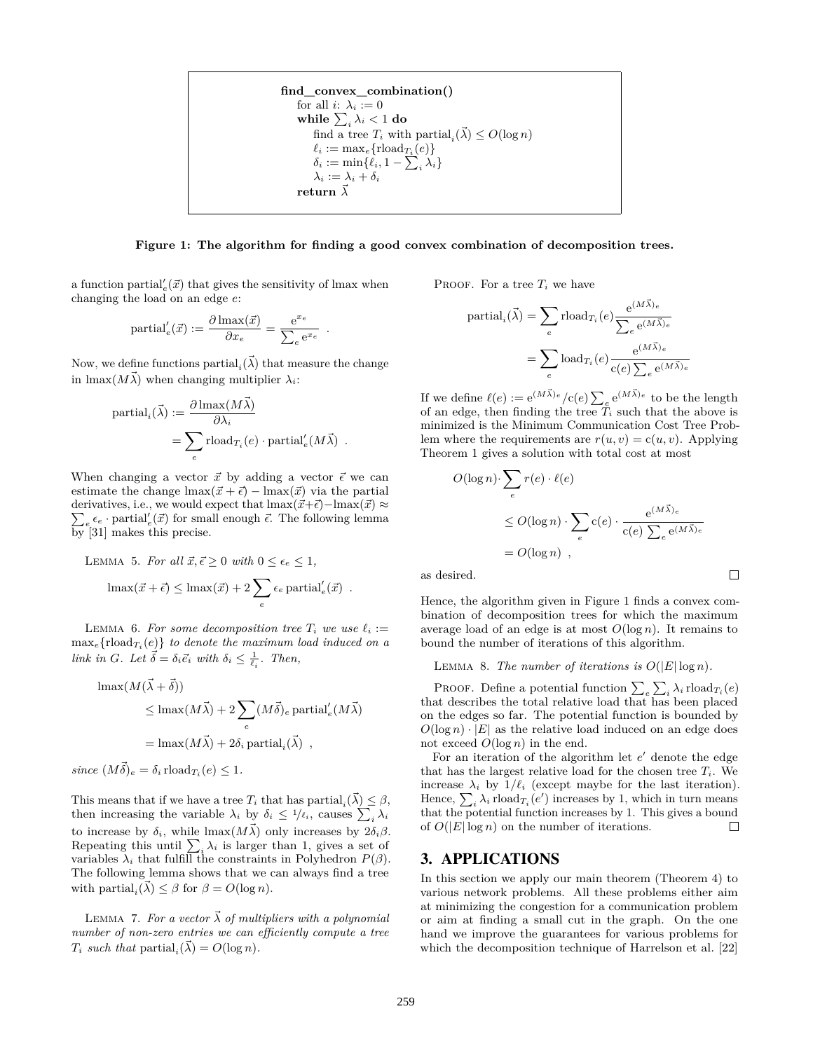```
find_convex_combination()
    for all i: λ_i := 0
    while Σ_i λ_i < 1 do
        find a tree T_i with partial_i(λ) ≤ O(log n)
        ℓ_i := max_e{rload_{T_i}(e)}
        δ_i := min{ℓ_i, 1 − Σ_i λ_i}
        λ_i := λ_i + δ_i
    return λ
```

**Figure 1: The algorithm for finding a good convex combination of decomposition trees.**

a function $\text{partial}'_e(\vec{x})$ that gives the sensitivity of lmax when changing the load on an edge $e$:

$$\text{partial}'_e(\vec{x}) := \frac{\partial \, \text{lmax}(\vec{x})}{\partial x_e} = \frac{e^{x_e}}{\sum_e e^{x_e}} \ .$$

Now, we define functions $\text{partial}_i(\vec{\lambda})$ that measure the change in $\text{lmax}(M\vec{\lambda})$ when changing multiplier $\lambda_i$:

$$\begin{aligned}\text{partial}_i(\vec{\lambda}) &:= \frac{\partial \, \text{lmax}(M\vec{\lambda})}{\partial \lambda_i} \\ &= \sum_e \text{rload}_{T_i}(e) \cdot \text{partial}'_e(M\vec{\lambda}) \ .\end{aligned}$$

When changing a vector $\vec{x}$ by adding a vector $\vec{\epsilon}$ we can estimate the change $\text{lmax}(\vec{x}+\vec{\epsilon}) - \text{lmax}(\vec{x})$ via the partial derivatives, i.e., we would expect that $\text{lmax}(\vec{x}+\vec{\epsilon}) - \text{lmax}(\vec{x}) \approx \sum_e \epsilon_e \cdot \text{partial}'_e(\vec{x})$ for small enough $\vec{\epsilon}$. The following lemma by [31] makes this precise.

Lemma 5. *For all $\vec{x}, \vec{\epsilon} \geq 0$ with $0 \leq \epsilon_e \leq 1$,*

$$\text{lmax}(\vec{x}+\vec{\epsilon}) \leq \text{lmax}(\vec{x}) + 2\sum_e \epsilon_e \, \text{partial}'_e(\vec{x}) \ .$$

Lemma 6. *For some decomposition tree $T_i$ we use $\ell_i := \max_e\{\text{rload}_{T_i}(e)\}$ to denote the maximum load induced on a link in $G$. Let $\vec{\delta} = \delta_i \vec{e}_i$ with $\delta_i \leq \frac{1}{\ell_i}$. Then,*

$$\begin{aligned}&\text{lmax}(M(\vec{\lambda}+\vec{\delta})) \\ &\quad\leq \text{lmax}(M\vec{\lambda}) + 2\sum_e (M\vec{\delta})_e \, \text{partial}'_e(M\vec{\lambda}) \\ &\quad= \text{lmax}(M\vec{\lambda}) + 2\delta_i \, \text{partial}_i(\vec{\lambda}) \ ,\end{aligned}$$

*since $(M\vec{\delta})_e = \delta_i \, \text{rload}_{T_i}(e) \leq 1$.*

This means that if we have a tree $T_i$ that has $\text{partial}_i(\vec{\lambda}) \leq \beta$, then increasing the variable $\lambda_i$ by $\delta_i \leq 1/\ell_i$, causes $\sum_i \lambda_i$ to increase by $\delta_i$, while $\text{lmax}(M\vec{\lambda})$ only increases by $2\delta_i\beta$. Repeating this until $\sum_i \lambda_i$ is larger than 1, gives a set of variables $\lambda_i$ that fulfill the constraints in Polyhedron $P(\beta)$. The following lemma shows that we can always find a tree with $\text{partial}_i(\vec{\lambda}) \leq \beta$ for $\beta = O(\log n)$.

Lemma 7. *For a vector $\vec{\lambda}$ of multipliers with a polynomial number of non-zero entries we can efficiently compute a tree $T_i$ such that $\text{partial}_i(\vec{\lambda}) = O(\log n)$.*

Proof. For a tree $T_i$ we have

$$\begin{aligned}\text{partial}_i(\vec{\lambda}) &= \sum_e \text{rload}_{T_i}(e) \frac{e^{(M\vec{\lambda})_e}}{\sum_e e^{(M\vec{\lambda})_e}} \\ &= \sum_e \text{load}_{T_i}(e) \frac{e^{(M\vec{\lambda})_e}}{c(e) \sum_e e^{(M\vec{\lambda})_e}}\end{aligned}$$

If we define $\ell(e) := e^{(M\vec{\lambda})_e} / c(e) \sum_e e^{(M\vec{\lambda})_e}$ to be the length of an edge, then finding the tree $T_i$ such that the above is minimized is the Minimum Communication Cost Tree Problem where the requirements are $r(u,v) = c(u,v)$. Applying Theorem 1 gives a solution with total cost at most

$$\begin{aligned}O(\log n) \cdot &\sum_e r(e) \cdot \ell(e) \\ &\leq O(\log n) \cdot \sum_e c(e) \cdot \frac{e^{(M\vec{\lambda})_e}}{c(e) \sum_e e^{(M\vec{\lambda})_e}} \\ &= O(\log n) \ ,\end{aligned}$$

as desired. ☐

Hence, the algorithm given in Figure 1 finds a convex combination of decomposition trees for which the maximum average load of an edge is at most $O(\log n)$. It remains to bound the number of iterations of this algorithm.

Lemma 8. *The number of iterations is $O(|E| \log n)$.*

Proof. Define a potential function $\sum_e \sum_i \lambda_i \, \text{rload}_{T_i}(e)$ that describes the total relative load that has been placed on the edges so far. The potential function is bounded by $O(\log n) \cdot |E|$ as the relative load induced on an edge does not exceed $O(\log n)$ in the end.

For an iteration of the algorithm let $e'$ denote the edge that has the largest relative load for the chosen tree $T_i$. We increase $\lambda_i$ by $1/\ell_i$ (except maybe for the last iteration). Hence, $\sum_i \lambda_i \, \text{rload}_{T_i}(e')$ increases by 1, which in turn means that the potential function increases by 1. This gives a bound of $O(|E| \log n)$ on the number of iterations. ☐

## 3. APPLICATIONS

In this section we apply our main theorem (Theorem 4) to various network problems. All these problems either aim at minimizing the congestion for a communication problem or aim at finding a small cut in the graph. On the one hand we improve the guarantees for various problems for which the decomposition technique of Harrelson et al. [22]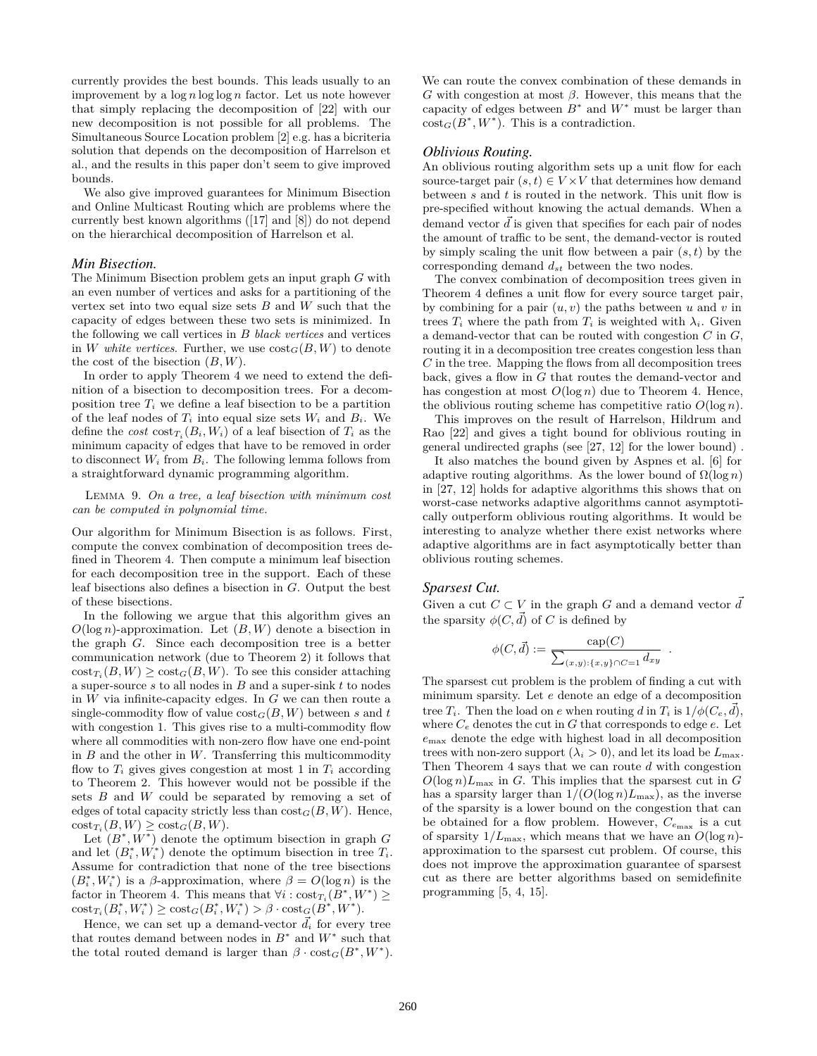currently provides the best bounds. This leads usually to an improvement by a $\log n \log\log n$ factor. Let us note however that simply replacing the decomposition of [22] with our new decomposition is not possible for all problems. The Simultaneous Source Location problem [2] e.g. has a bicriteria solution that depends on the decomposition of Harrelson et al., and the results in this paper don't seem to give improved bounds.

We also give improved guarantees for Minimum Bisection and Online Multicast Routing which are problems where the currently best known algorithms ([17] and [8]) do not depend on the hierarchical decomposition of Harrelson et al.

### *Min Bisection.*

The Minimum Bisection problem gets an input graph $G$ with an even number of vertices and asks for a partitioning of the vertex set into two equal size sets $B$ and $W$ such that the capacity of edges between these two sets is minimized. In the following we call vertices in $B$ *black vertices* and vertices in $W$ *white vertices*. Further, we use $\mathrm{cost}_G(B, W)$ to denote the cost of the bisection $(B, W)$.

In order to apply Theorem 4 we need to extend the definition of a bisection to decomposition trees. For a decomposition tree $T_i$ we define a leaf bisection to be a partition of the leaf nodes of $T_i$ into equal size sets $W_i$ and $B_i$. We define the *cost* $\mathrm{cost}_{T_i}(B_i, W_i)$ of a leaf bisection of $T_i$ as the minimum capacity of edges that have to be removed in order to disconnect $W_i$ from $B_i$. The following lemma follows from a straightforward dynamic programming algorithm.

LEMMA 9. *On a tree, a leaf bisection with minimum cost can be computed in polynomial time.*

Our algorithm for Minimum Bisection is as follows. First, compute the convex combination of decomposition trees defined in Theorem 4. Then compute a minimum leaf bisection for each decomposition tree in the support. Each of these leaf bisections also defines a bisection in $G$. Output the best of these bisections.

In the following we argue that this algorithm gives an $O(\log n)$-approximation. Let $(B, W)$ denote a bisection in the graph $G$. Since each decomposition tree is a better communication network (due to Theorem 2) it follows that $\mathrm{cost}_{T_i}(B, W) \geq \mathrm{cost}_G(B, W)$. To see this consider attaching a super-source $s$ to all nodes in $B$ and a super-sink $t$ to nodes in $W$ via infinite-capacity edges. In $G$ we can then route a single-commodity flow of value $\mathrm{cost}_G(B, W)$ between $s$ and $t$ with congestion 1. This gives rise to a multi-commodity flow where all commodities with non-zero flow have one end-point in $B$ and the other in $W$. Transferring this multicommodity flow to $T_i$ gives gives congestion at most 1 in $T_i$ according to Theorem 2. This however would not be possible if the sets $B$ and $W$ could be separated by removing a set of edges of total capacity strictly less than $\mathrm{cost}_G(B, W)$. Hence, $\mathrm{cost}_{T_i}(B, W) \geq \mathrm{cost}_G(B, W)$.

Let $(B^*, W^*)$ denote the optimum bisection in graph $G$ and let $(B_i^*, W_i^*)$ denote the optimum bisection in tree $T_i$. Assume for contradiction that none of the tree bisections $(B_i^*, W_i^*)$ is a $\beta$-approximation, where $\beta = O(\log n)$ is the factor in Theorem 4. This means that $\forall i : \mathrm{cost}_{T_i}(B^*, W^*) \geq \mathrm{cost}_{T_i}(B_i^*, W_i^*) \geq \mathrm{cost}_G(B_i^*, W_i^*) > \beta \cdot \mathrm{cost}_G(B^*, W^*)$.

Hence, we can set up a demand-vector $\vec{d}_i$ for every tree that routes demand between nodes in $B^*$ and $W^*$ such that the total routed demand is larger than $\beta \cdot \mathrm{cost}_G(B^*, W^*)$. We can route the convex combination of these demands in $G$ with congestion at most $\beta$. However, this means that the capacity of edges between $B^*$ and $W^*$ must be larger than $\mathrm{cost}_G(B^*, W^*)$. This is a contradiction.

### *Oblivious Routing.*

An oblivious routing algorithm sets up a unit flow for each source-target pair $(s, t) \in V \times V$ that determines how demand between $s$ and $t$ is routed in the network. This unit flow is pre-specified without knowing the actual demands. When a demand vector $\vec{d}$ is given that specifies for each pair of nodes the amount of traffic to be sent, the demand-vector is routed by simply scaling the unit flow between a pair $(s, t)$ by the corresponding demand $d_{st}$ between the two nodes.

The convex combination of decomposition trees given in Theorem 4 defines a unit flow for every source target pair, by combining for a pair $(u, v)$ the paths between $u$ and $v$ in trees $T_i$ where the path from $T_i$ is weighted with $\lambda_i$. Given a demand-vector that can be routed with congestion $C$ in $G$, routing it in a decomposition tree creates congestion less than $C$ in the tree. Mapping the flows from all decomposition trees back, gives a flow in $G$ that routes the demand-vector and has congestion at most $O(\log n)$ due to Theorem 4. Hence, the oblivious routing scheme has competitive ratio $O(\log n)$.

This improves on the result of Harrelson, Hildrum and Rao [22] and gives a tight bound for oblivious routing in general undirected graphs (see [27, 12] for the lower bound) .

It also matches the bound given by Aspnes et al. [6] for adaptive routing algorithms. As the lower bound of $\Omega(\log n)$ in [27, 12] holds for adaptive algorithms this shows that on worst-case networks adaptive algorithms cannot asymptotically outperform oblivious routing algorithms. It would be interesting to analyze whether there exist networks where adaptive algorithms are in fact asymptotically better than oblivious routing schemes.

### *Sparsest Cut.*

Given a cut $C \subset V$ in the graph $G$ and a demand vector $\vec{d}$ the sparsity $\phi(C, \vec{d})$ of $C$ is defined by

$$\phi(C, \vec{d}) := \frac{\mathrm{cap}(C)}{\sum_{(x,y):\{x,y\}\cap C=1} d_{xy}} \;\;.$$

The sparsest cut problem is the problem of finding a cut with minimum sparsity. Let $e$ denote an edge of a decomposition tree $T_i$. Then the load on $e$ when routing $d$ in $T_i$ is $1/\phi(C_e, \vec{d})$, where $C_e$ denotes the cut in $G$ that corresponds to edge $e$. Let $e_{\max}$ denote the edge with highest load in all decomposition trees with non-zero support ($\lambda_i > 0$), and let its load be $L_{\max}$. Then Theorem 4 says that we can route $d$ with congestion $O(\log n)L_{\max}$ in $G$. This implies that the sparsest cut in $G$ has a sparsity larger than $1/(O(\log n)L_{\max})$, as the inverse of the sparsity is a lower bound on the congestion that can be obtained for a flow problem. However, $C_{e_{\max}}$ is a cut of sparsity $1/L_{\max}$, which means that we have an $O(\log n)$-approximation to the sparsest cut problem. Of course, this does not improve the approximation guarantee of sparsest cut as there are better algorithms based on semidefinite programming [5, 4, 15].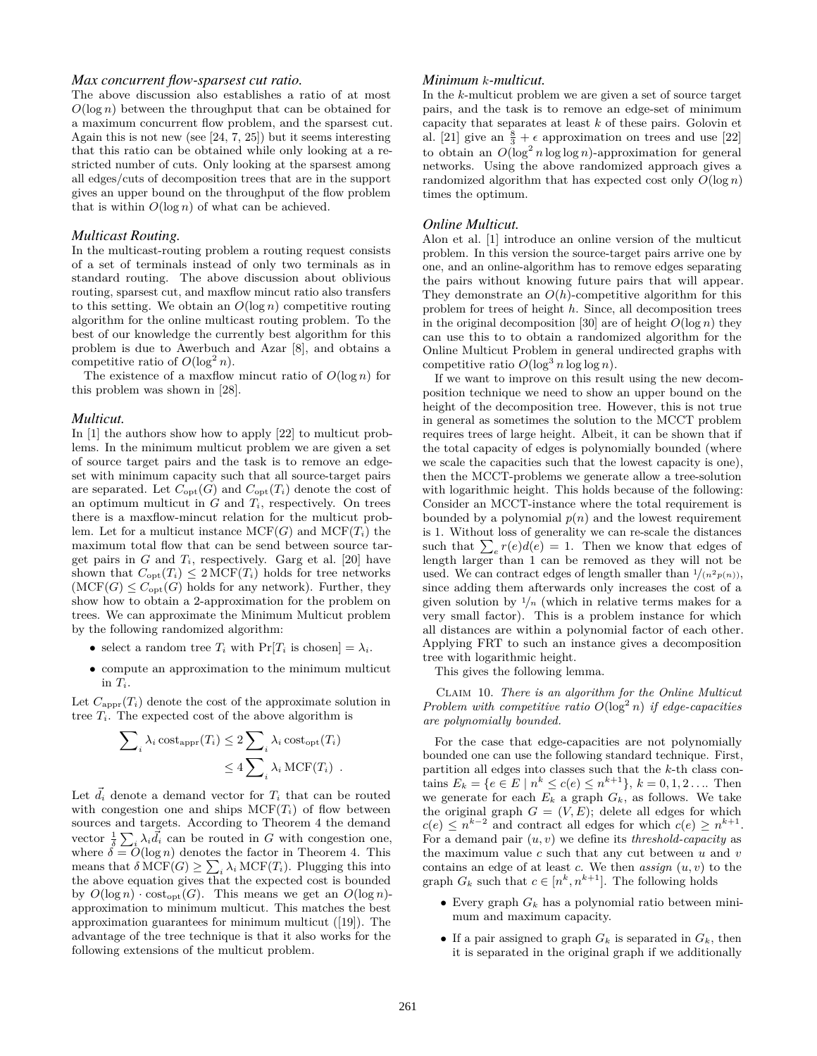### *Max concurrent flow-sparsest cut ratio.*

The above discussion also establishes a ratio of at most $O(\log n)$ between the throughput that can be obtained for a maximum concurrent flow problem, and the sparsest cut. Again this is not new (see [24, 7, 25]) but it seems interesting that this ratio can be obtained while only looking at a restricted number of cuts. Only looking at the sparsest among all edges/cuts of decomposition trees that are in the support gives an upper bound on the throughput of the flow problem that is within $O(\log n)$ of what can be achieved.

### *Multicast Routing.*

In the multicast-routing problem a routing request consists of a set of terminals instead of only two terminals as in standard routing. The above discussion about oblivious routing, sparsest cut, and maxflow mincut ratio also transfers to this setting. We obtain an $O(\log n)$ competitive routing algorithm for the online multicast routing problem. To the best of our knowledge the currently best algorithm for this problem is due to Awerbuch and Azar [8], and obtains a competitive ratio of $O(\log^2 n)$.

The existence of a maxflow mincut ratio of $O(\log n)$ for this problem was shown in [28].

### *Multicut.*

In [1] the authors show how to apply [22] to multicut problems. In the minimum multicut problem we are given a set of source target pairs and the task is to remove an edge-set with minimum capacity such that all source-target pairs are separated. Let $C_{\text{opt}}(G)$ and $C_{\text{opt}}(T_i)$ denote the cost of an optimum multicut in $G$ and $T_i$, respectively. On trees there is a maxflow-mincut relation for the multicut problem. Let for a multicut instance $\text{MCF}(G)$ and $\text{MCF}(T_i)$ the maximum total flow that can be send between source target pairs in $G$ and $T_i$, respectively. Garg et al. [20] have shown that $C_{\text{opt}}(T_i) \le 2\,\text{MCF}(T_i)$ holds for tree networks ($\text{MCF}(G) \le C_{\text{opt}}(G)$ holds for any network). Further, they show how to obtain a 2-approximation for the problem on trees. We can approximate the Minimum Multicut problem by the following randomized algorithm:

- select a random tree $T_i$ with $\Pr[T_i \text{ is chosen}] = \lambda_i$.
- compute an approximation to the minimum multicut in $T_i$.

Let $C_{\text{appr}}(T_i)$ denote the cost of the approximate solution in tree $T_i$. The expected cost of the above algorithm is

$$\sum_i \lambda_i \,\text{cost}_{\text{appr}}(T_i) \le 2 \sum_i \lambda_i \,\text{cost}_{\text{opt}}(T_i) \le 4 \sum_i \lambda_i \,\text{MCF}(T_i) \ .$$

Let $\vec{d_i}$ denote a demand vector for $T_i$ that can be routed with congestion one and ships $\text{MCF}(T_i)$ of flow between sources and targets. According to Theorem 4 the demand vector $\frac{1}{\delta}\sum_i \lambda_i \vec{d_i}$ can be routed in $G$ with congestion one, where $\delta = O(\log n)$ denotes the factor in Theorem 4. This means that $\delta\,\text{MCF}(G) \ge \sum_i \lambda_i \,\text{MCF}(T_i)$. Plugging this into the above equation gives that the expected cost is bounded by $O(\log n) \cdot \text{cost}_{\text{opt}}(G)$. This means we get an $O(\log n)$-approximation to minimum multicut. This matches the best approximation guarantees for minimum multicut ([19]). The advantage of the tree technique is that it also works for the following extensions of the multicut problem.

### *Minimum $k$-multicut.*

In the $k$-multicut problem we are given a set of source target pairs, and the task is to remove an edge-set of minimum capacity that separates at least $k$ of these pairs. Golovin et al. [21] give an $\frac{8}{3} + \epsilon$ approximation on trees and use [22] to obtain an $O(\log^2 n \log\log n)$-approximation for general networks. Using the above randomized approach gives a randomized algorithm that has expected cost only $O(\log n)$ times the optimum.

### *Online Multicut.*

Alon et al. [1] introduce an online version of the multicut problem. In this version the source-target pairs arrive one by one, and an online-algorithm has to remove edges separating the pairs without knowing future pairs that will appear. They demonstrate an $O(h)$-competitive algorithm for this problem for trees of height $h$. Since, all decomposition trees in the original decomposition [30] are of height $O(\log n)$ they can use this to obtain a randomized algorithm for the Online Multicut Problem in general undirected graphs with competitive ratio $O(\log^3 n \log\log n)$.

If we want to improve on this result using the new decomposition technique we need to show an upper bound on the height of the decomposition tree. However, this is not true in general as sometimes the solution to the MCCT problem requires trees of large height. Albeit, it can be shown that if the total capacity of edges is polynomially bounded (where we scale the capacities such that the lowest capacity is one), then the MCCT-problems we generate allow a tree-solution with logarithmic height. This holds because of the following: Consider an MCCT-instance where the total requirement is bounded by a polynomial $p(n)$ and the lowest requirement is 1. Without loss of generality we can re-scale the distances such that $\sum_e r(e)d(e) = 1$. Then we know that edges of length larger than 1 can be removed as they will not be used. We can contract edges of length smaller than $1/(n^2 p(n))$, since adding them afterwards only increases the cost of a given solution by $1/n$ (which in relative terms makes for a very small factor). This is a problem instance for which all distances are within a polynomial factor of each other. Applying FRT to such an instance gives a decomposition tree with logarithmic height.

This gives the following lemma.

Claim 10. *There is an algorithm for the Online Multicut Problem with competitive ratio $O(\log^2 n)$ if edge-capacities are polynomially bounded.*

For the case that edge-capacities are not polynomially bounded one can use the following standard technique. First, partition all edges into classes such that the $k$-th class contains $E_k = \{e \in E \mid n^k \le c(e) \le n^{k+1}\}$, $k = 0, 1, 2 \ldots$. Then we generate for each $E_k$ a graph $G_k$, as follows. We take the original graph $G = (V, E)$; delete all edges for which $c(e) \le n^{k-2}$ and contract all edges for which $c(e) \ge n^{k+1}$. For a demand pair $(u, v)$ we define its *threshold-capacity* as the maximum value $c$ such that any cut between $u$ and $v$ contains an edge of at least $c$. We then *assign* $(u, v)$ to the graph $G_k$ such that $c \in [n^k, n^{k+1}]$. The following holds

- Every graph $G_k$ has a polynomial ratio between minimum and maximum capacity.
- If a pair assigned to graph $G_k$ is separated in $G_k$, then it is separated in the original graph if we additionally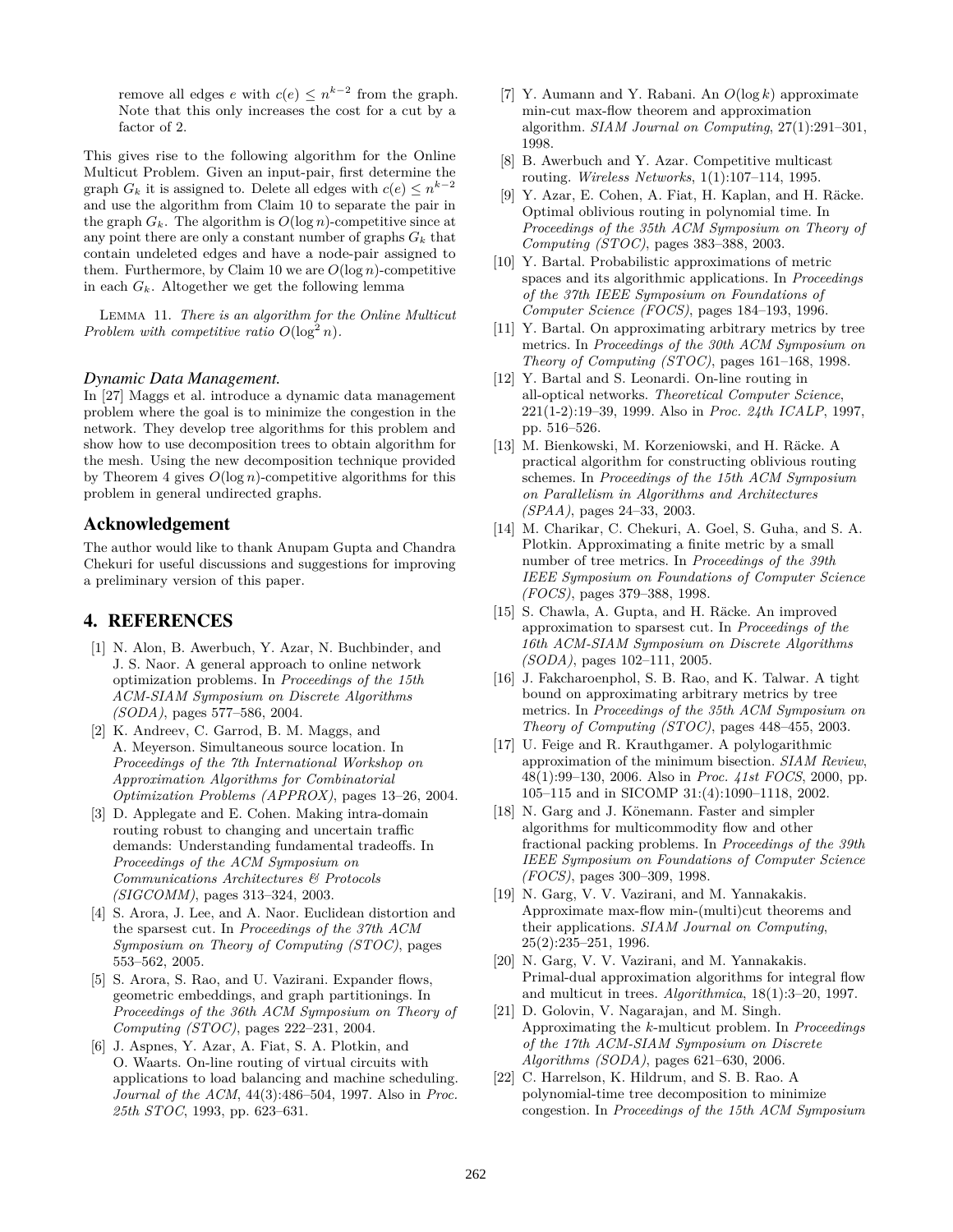remove all edges $e$ with $c(e) \leq n^{k-2}$ from the graph. Note that this only increases the cost for a cut by a factor of 2.

This gives rise to the following algorithm for the Online Multicut Problem. Given an input-pair, first determine the graph $G_k$ it is assigned to. Delete all edges with $c(e) \leq n^{k-2}$ and use the algorithm from Claim 10 to separate the pair in the graph $G_k$. The algorithm is $O(\log n)$-competitive since at any point there are only a constant number of graphs $G_k$ that contain undeleted edges and have a node-pair assigned to them. Furthermore, by Claim 10 we are $O(\log n)$-competitive in each $G_k$. Altogether we get the following lemma

LEMMA 11. *There is an algorithm for the Online Multicut Problem with competitive ratio $O(\log^2 n)$.*

### *Dynamic Data Management.*

In [27] Maggs et al. introduce a dynamic data management problem where the goal is to minimize the congestion in the network. They develop tree algorithms for this problem and show how to use decomposition trees to obtain algorithm for the mesh. Using the new decomposition technique provided by Theorem 4 gives $O(\log n)$-competitive algorithms for this problem in general undirected graphs.

## Acknowledgement

The author would like to thank Anupam Gupta and Chandra Chekuri for useful discussions and suggestions for improving a preliminary version of this paper.

# 4. REFERENCES

[1] N. Alon, B. Awerbuch, Y. Azar, N. Buchbinder, and J. S. Naor. A general approach to online network optimization problems. In *Proceedings of the 15th ACM-SIAM Symposium on Discrete Algorithms (SODA)*, pages 577–586, 2004.

[2] K. Andreev, C. Garrod, B. M. Maggs, and A. Meyerson. Simultaneous source location. In *Proceedings of the 7th International Workshop on Approximation Algorithms for Combinatorial Optimization Problems (APPROX)*, pages 13–26, 2004.

[3] D. Applegate and E. Cohen. Making intra-domain routing robust to changing and uncertain traffic demands: Understanding fundamental tradeoffs. In *Proceedings of the ACM Symposium on Communications Architectures & Protocols (SIGCOMM)*, pages 313–324, 2003.

[4] S. Arora, J. Lee, and A. Naor. Euclidean distortion and the sparsest cut. In *Proceedings of the 37th ACM Symposium on Theory of Computing (STOC)*, pages 553–562, 2005.

[5] S. Arora, S. Rao, and U. Vazirani. Expander flows, geometric embeddings, and graph partitionings. In *Proceedings of the 36th ACM Symposium on Theory of Computing (STOC)*, pages 222–231, 2004.

[6] J. Aspnes, Y. Azar, A. Fiat, S. A. Plotkin, and O. Waarts. On-line routing of virtual circuits with applications to load balancing and machine scheduling. *Journal of the ACM*, 44(3):486–504, 1997. Also in *Proc. 25th STOC*, 1993, pp. 623–631.

[7] Y. Aumann and Y. Rabani. An $O(\log k)$ approximate min-cut max-flow theorem and approximation algorithm. *SIAM Journal on Computing*, 27(1):291–301, 1998.

[8] B. Awerbuch and Y. Azar. Competitive multicast routing. *Wireless Networks*, 1(1):107–114, 1995.

[9] Y. Azar, E. Cohen, A. Fiat, H. Kaplan, and H. Räcke. Optimal oblivious routing in polynomial time. In *Proceedings of the 35th ACM Symposium on Theory of Computing (STOC)*, pages 383–388, 2003.

[10] Y. Bartal. Probabilistic approximations of metric spaces and its algorithmic applications. In *Proceedings of the 37th IEEE Symposium on Foundations of Computer Science (FOCS)*, pages 184–193, 1996.

[11] Y. Bartal. On approximating arbitrary metrics by tree metrics. In *Proceedings of the 30th ACM Symposium on Theory of Computing (STOC)*, pages 161–168, 1998.

[12] Y. Bartal and S. Leonardi. On-line routing in all-optical networks. *Theoretical Computer Science*, 221(1-2):19–39, 1999. Also in *Proc. 24th ICALP*, 1997, pp. 516–526.

[13] M. Bienkowski, M. Korzeniowski, and H. Räcke. A practical algorithm for constructing oblivious routing schemes. In *Proceedings of the 15th ACM Symposium on Parallelism in Algorithms and Architectures (SPAA)*, pages 24–33, 2003.

[14] M. Charikar, C. Chekuri, A. Goel, S. Guha, and S. A. Plotkin. Approximating a finite metric by a small number of tree metrics. In *Proceedings of the 39th IEEE Symposium on Foundations of Computer Science (FOCS)*, pages 379–388, 1998.

[15] S. Chawla, A. Gupta, and H. Räcke. An improved approximation to sparsest cut. In *Proceedings of the 16th ACM-SIAM Symposium on Discrete Algorithms (SODA)*, pages 102–111, 2005.

[16] J. Fakcharoenphol, S. B. Rao, and K. Talwar. A tight bound on approximating arbitrary metrics by tree metrics. In *Proceedings of the 35th ACM Symposium on Theory of Computing (STOC)*, pages 448–455, 2003.

[17] U. Feige and R. Krauthgamer. A polylogarithmic approximation of the minimum bisection. *SIAM Review*, 48(1):99–130, 2006. Also in *Proc. 41st FOCS*, 2000, pp. 105–115 and in SICOMP 31:(4):1090–1118, 2002.

[18] N. Garg and J. Könemann. Faster and simpler algorithms for multicommodity flow and other fractional packing problems. In *Proceedings of the 39th IEEE Symposium on Foundations of Computer Science (FOCS)*, pages 300–309, 1998.

[19] N. Garg, V. V. Vazirani, and M. Yannakakis. Approximate max-flow min-(multi)cut theorems and their applications. *SIAM Journal on Computing*, 25(2):235–251, 1996.

[20] N. Garg, V. V. Vazirani, and M. Yannakakis. Primal-dual approximation algorithms for integral flow and multicut in trees. *Algorithmica*, 18(1):3–20, 1997.

[21] D. Golovin, V. Nagarajan, and M. Singh. Approximating the *k*-multicut problem. In *Proceedings of the 17th ACM-SIAM Symposium on Discrete Algorithms (SODA)*, pages 621–630, 2006.

[22] C. Harrelson, K. Hildrum, and S. B. Rao. A polynomial-time tree decomposition to minimize congestion. In *Proceedings of the 15th ACM Symposium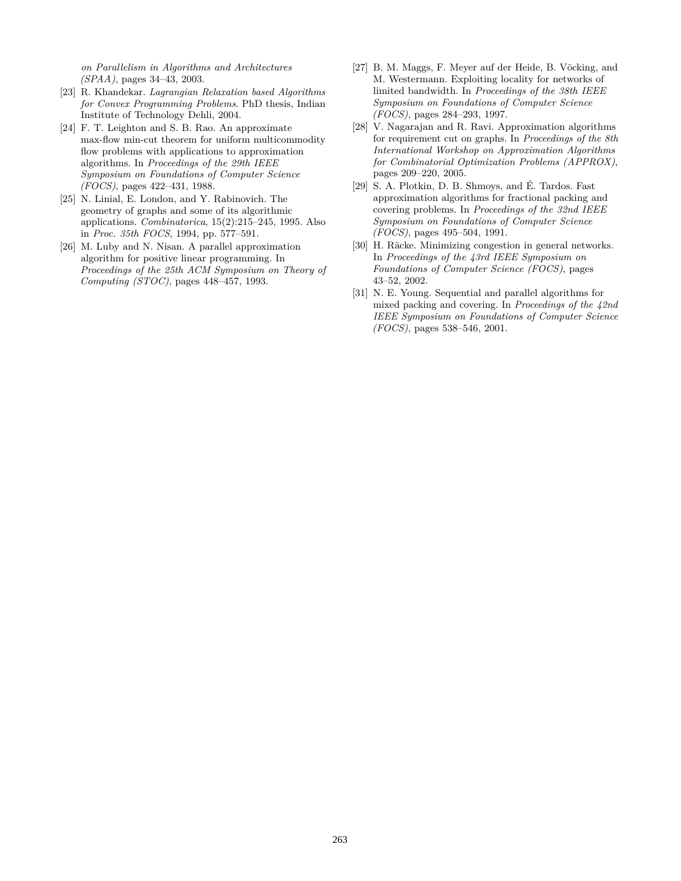*on Parallelism in Algorithms and Architectures (SPAA)*, pages 34–43, 2003.

[23] R. Khandekar. *Lagrangian Relaxation based Algorithms for Convex Programming Problems*. PhD thesis, Indian Institute of Technology Dehli, 2004.

[24] F. T. Leighton and S. B. Rao. An approximate max-flow min-cut theorem for uniform multicommodity flow problems with applications to approximation algorithms. In *Proceedings of the 29th IEEE Symposium on Foundations of Computer Science (FOCS)*, pages 422–431, 1988.

[25] N. Linial, E. London, and Y. Rabinovich. The geometry of graphs and some of its algorithmic applications. *Combinatorica*, 15(2):215–245, 1995. Also in *Proc. 35th FOCS*, 1994, pp. 577–591.

[26] M. Luby and N. Nisan. A parallel approximation algorithm for positive linear programming. In *Proceedings of the 25th ACM Symposium on Theory of Computing (STOC)*, pages 448–457, 1993.

[27] B. M. Maggs, F. Meyer auf der Heide, B. Vöcking, and M. Westermann. Exploiting locality for networks of limited bandwidth. In *Proceedings of the 38th IEEE Symposium on Foundations of Computer Science (FOCS)*, pages 284–293, 1997.

[28] V. Nagarajan and R. Ravi. Approximation algorithms for requirement cut on graphs. In *Proceedings of the 8th International Workshop on Approximation Algorithms for Combinatorial Optimization Problems (APPROX)*, pages 209–220, 2005.

[29] S. A. Plotkin, D. B. Shmoys, and É. Tardos. Fast approximation algorithms for fractional packing and covering problems. In *Proceedings of the 32nd IEEE Symposium on Foundations of Computer Science (FOCS)*, pages 495–504, 1991.

[30] H. Räcke. Minimizing congestion in general networks. In *Proceedings of the 43rd IEEE Symposium on Foundations of Computer Science (FOCS)*, pages 43–52, 2002.

[31] N. E. Young. Sequential and parallel algorithms for mixed packing and covering. In *Proceedings of the 42nd IEEE Symposium on Foundations of Computer Science (FOCS)*, pages 538–546, 2001.